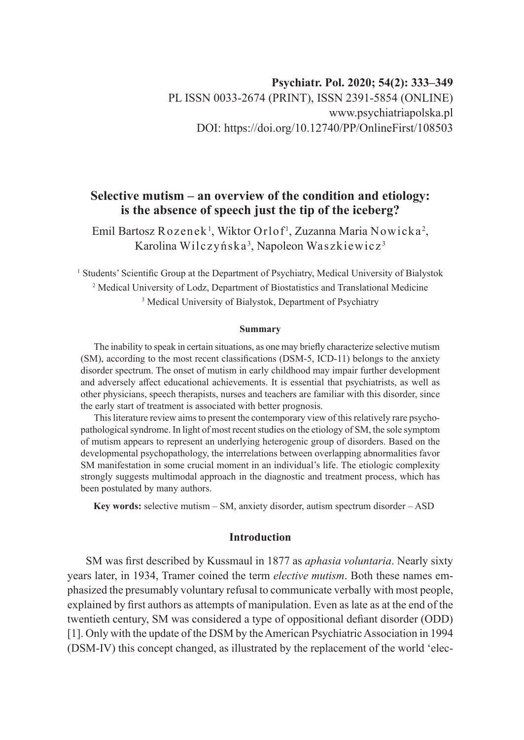Psychiatr. Pol. 2020; 54(2): 333–349
PL ISSN 0033-2674 (PRINT), ISSN 2391-5854 (ONLINE)
www.psychiatriapolska.pl
DOI: https://doi.org/10.12740/PP/OnlineFirst/108503

# Selective mutism – an overview of the condition and etiology: is the absence of speech just the tip of the iceberg?

Emil Bartosz Rozenek[1], Wiktor Orlof[1], Zuzanna Maria Nowicka[2], Karolina Wilczyńska[3], Napoleon Waszkiewicz[3]

[1] Students' Scientific Group at the Department of Psychiatry, Medical University of Bialystok
[2] Medical University of Lodz, Department of Biostatistics and Translational Medicine
[3] Medical University of Bialystok, Department of Psychiatry

### Summary

The inability to speak in certain situations, as one may briefly characterize selective mutism (SM), according to the most recent classifications (DSM-5, ICD-11) belongs to the anxiety disorder spectrum. The onset of mutism in early childhood may impair further development and adversely affect educational achievements. It is essential that psychiatrists, as well as other physicians, speech therapists, nurses and teachers are familiar with this disorder, since the early start of treatment is associated with better prognosis.

This literature review aims to present the contemporary view of this relatively rare psychopathological syndrome. In light of most recent studies on the etiology of SM, the sole symptom of mutism appears to represent an underlying heterogenic group of disorders. Based on the developmental psychopathology, the interrelations between overlapping abnormalities favor SM manifestation in some crucial moment in an individual's life. The etiologic complexity strongly suggests multimodal approach in the diagnostic and treatment process, which has been postulated by many authors.

**Key words:** selective mutism – SM, anxiety disorder, autism spectrum disorder – ASD

## Introduction

SM was first described by Kussmaul in 1877 as *aphasia voluntaria*. Nearly sixty years later, in 1934, Tramer coined the term *elective mutism*. Both these names emphasized the presumably voluntary refusal to communicate verbally with most people, explained by first authors as attempts of manipulation. Even as late as at the end of the twentieth century, SM was considered a type of oppositional defiant disorder (ODD) [1]. Only with the update of the DSM by the American Psychiatric Association in 1994 (DSM-IV) this concept changed, as illustrated by the replacement of the world 'elec-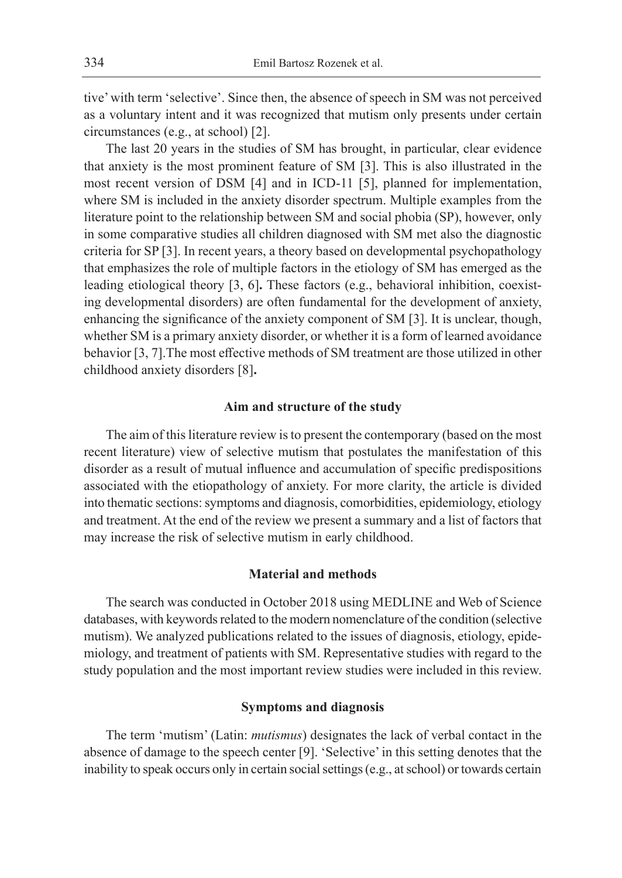tive' with term 'selective'. Since then, the absence of speech in SM was not perceived as a voluntary intent and it was recognized that mutism only presents under certain circumstances (e.g., at school) [2].

The last 20 years in the studies of SM has brought, in particular, clear evidence that anxiety is the most prominent feature of SM [3]. This is also illustrated in the most recent version of DSM [4] and in ICD-11 [5], planned for implementation, where SM is included in the anxiety disorder spectrum. Multiple examples from the literature point to the relationship between SM and social phobia (SP), however, only in some comparative studies all children diagnosed with SM met also the diagnostic criteria for SP [3]. In recent years, a theory based on developmental psychopathology that emphasizes the role of multiple factors in the etiology of SM has emerged as the leading etiological theory [3, 6]**.** These factors (e.g., behavioral inhibition, coexisting developmental disorders) are often fundamental for the development of anxiety, enhancing the significance of the anxiety component of SM [3]. It is unclear, though, whether SM is a primary anxiety disorder, or whether it is a form of learned avoidance behavior [3, 7].The most effective methods of SM treatment are those utilized in other childhood anxiety disorders [8]**.**

## Aim and structure of the study

The aim of this literature review is to present the contemporary (based on the most recent literature) view of selective mutism that postulates the manifestation of this disorder as a result of mutual influence and accumulation of specific predispositions associated with the etiopathology of anxiety. For more clarity, the article is divided into thematic sections: symptoms and diagnosis, comorbidities, epidemiology, etiology and treatment. At the end of the review we present a summary and a list of factors that may increase the risk of selective mutism in early childhood.

## Material and methods

The search was conducted in October 2018 using MEDLINE and Web of Science databases, with keywords related to the modern nomenclature of the condition (selective mutism). We analyzed publications related to the issues of diagnosis, etiology, epidemiology, and treatment of patients with SM. Representative studies with regard to the study population and the most important review studies were included in this review.

## Symptoms and diagnosis

The term 'mutism' (Latin: *mutismus*) designates the lack of verbal contact in the absence of damage to the speech center [9]. 'Selective' in this setting denotes that the inability to speak occurs only in certain social settings (e.g., at school) or towards certain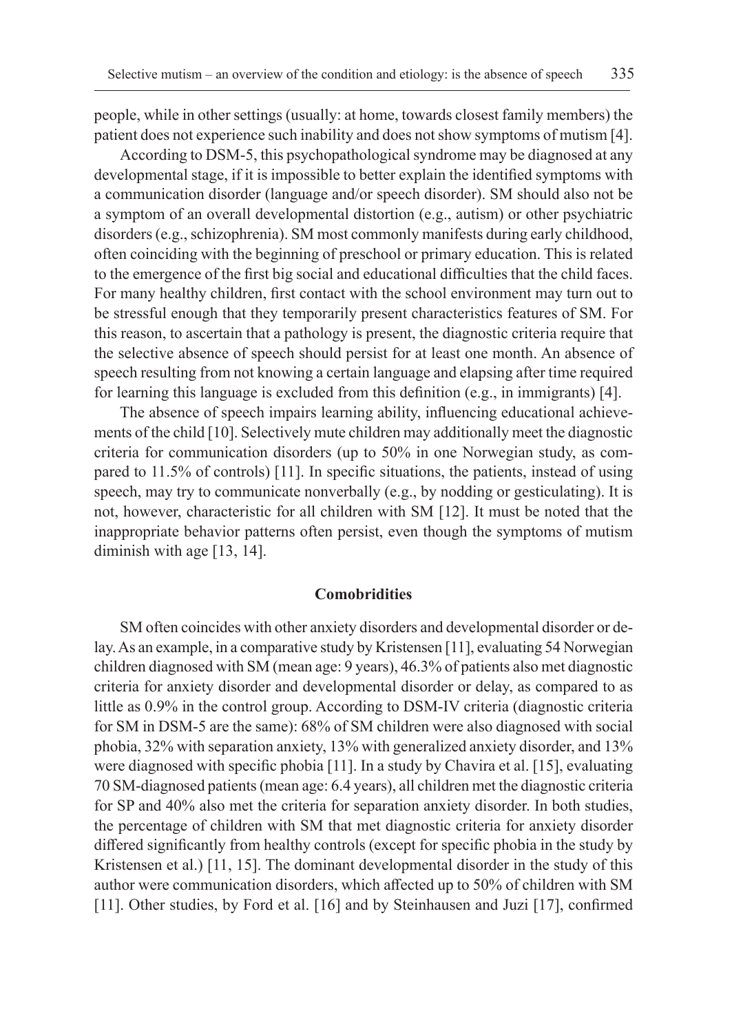people, while in other settings (usually: at home, towards closest family members) the patient does not experience such inability and does not show symptoms of mutism [4].

According to DSM-5, this psychopathological syndrome may be diagnosed at any developmental stage, if it is impossible to better explain the identified symptoms with a communication disorder (language and/or speech disorder). SM should also not be a symptom of an overall developmental distortion (e.g., autism) or other psychiatric disorders (e.g., schizophrenia). SM most commonly manifests during early childhood, often coinciding with the beginning of preschool or primary education. This is related to the emergence of the first big social and educational difficulties that the child faces. For many healthy children, first contact with the school environment may turn out to be stressful enough that they temporarily present characteristics features of SM. For this reason, to ascertain that a pathology is present, the diagnostic criteria require that the selective absence of speech should persist for at least one month. An absence of speech resulting from not knowing a certain language and elapsing after time required for learning this language is excluded from this definition (e.g., in immigrants) [4].

The absence of speech impairs learning ability, influencing educational achievements of the child [10]. Selectively mute children may additionally meet the diagnostic criteria for communication disorders (up to 50% in one Norwegian study, as compared to 11.5% of controls) [11]. In specific situations, the patients, instead of using speech, may try to communicate nonverbally (e.g., by nodding or gesticulating). It is not, however, characteristic for all children with SM [12]. It must be noted that the inappropriate behavior patterns often persist, even though the symptoms of mutism diminish with age [13, 14].

## Comobridities

SM often coincides with other anxiety disorders and developmental disorder or delay. As an example, in a comparative study by Kristensen [11], evaluating 54 Norwegian children diagnosed with SM (mean age: 9 years), 46.3% of patients also met diagnostic criteria for anxiety disorder and developmental disorder or delay, as compared to as little as 0.9% in the control group. According to DSM-IV criteria (diagnostic criteria for SM in DSM-5 are the same): 68% of SM children were also diagnosed with social phobia, 32% with separation anxiety, 13% with generalized anxiety disorder, and 13% were diagnosed with specific phobia [11]. In a study by Chavira et al. [15], evaluating 70 SM-diagnosed patients (mean age: 6.4 years), all children met the diagnostic criteria for SP and 40% also met the criteria for separation anxiety disorder. In both studies, the percentage of children with SM that met diagnostic criteria for anxiety disorder differed significantly from healthy controls (except for specific phobia in the study by Kristensen et al.) [11, 15]. The dominant developmental disorder in the study of this author were communication disorders, which affected up to 50% of children with SM [11]. Other studies, by Ford et al. [16] and by Steinhausen and Juzi [17], confirmed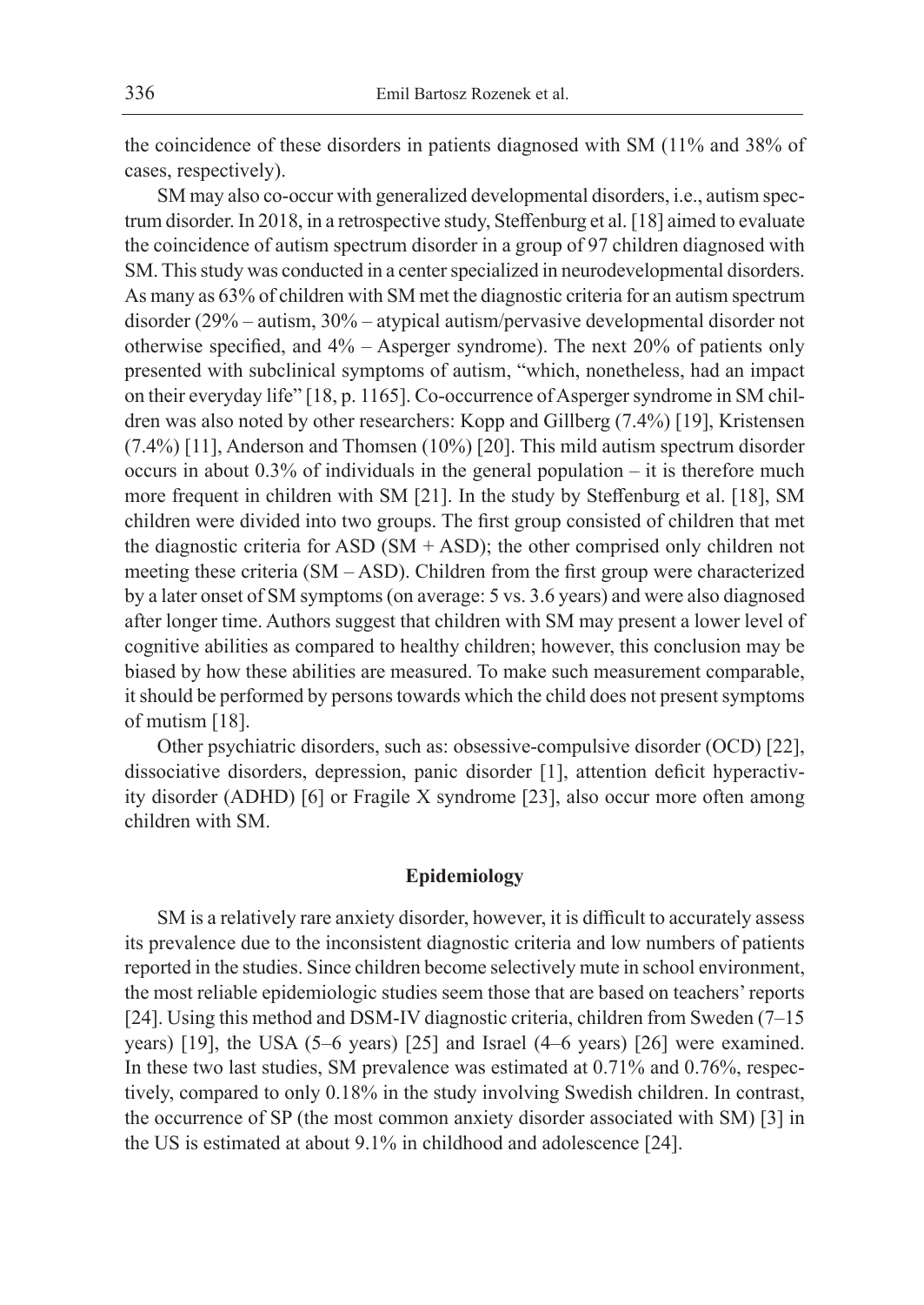the coincidence of these disorders in patients diagnosed with SM (11% and 38% of cases, respectively).

SM may also co-occur with generalized developmental disorders, i.e., autism spectrum disorder. In 2018, in a retrospective study, Steffenburg et al. [18] aimed to evaluate the coincidence of autism spectrum disorder in a group of 97 children diagnosed with SM. This study was conducted in a center specialized in neurodevelopmental disorders. As many as 63% of children with SM met the diagnostic criteria for an autism spectrum disorder (29% – autism, 30% – atypical autism/pervasive developmental disorder not otherwise specified, and 4% – Asperger syndrome). The next 20% of patients only presented with subclinical symptoms of autism, "which, nonetheless, had an impact on their everyday life" [18, p. 1165]. Co-occurrence of Asperger syndrome in SM children was also noted by other researchers: Kopp and Gillberg (7.4%) [19], Kristensen (7.4%) [11], Anderson and Thomsen (10%) [20]. This mild autism spectrum disorder occurs in about 0.3% of individuals in the general population – it is therefore much more frequent in children with SM [21]. In the study by Steffenburg et al. [18], SM children were divided into two groups. The first group consisted of children that met the diagnostic criteria for ASD (SM + ASD); the other comprised only children not meeting these criteria (SM – ASD). Children from the first group were characterized by a later onset of SM symptoms (on average: 5 vs. 3.6 years) and were also diagnosed after longer time. Authors suggest that children with SM may present a lower level of cognitive abilities as compared to healthy children; however, this conclusion may be biased by how these abilities are measured. To make such measurement comparable, it should be performed by persons towards which the child does not present symptoms of mutism [18].

Other psychiatric disorders, such as: obsessive-compulsive disorder (OCD) [22], dissociative disorders, depression, panic disorder [1], attention deficit hyperactivity disorder (ADHD) [6] or Fragile X syndrome [23], also occur more often among children with SM.

## Epidemiology

SM is a relatively rare anxiety disorder, however, it is difficult to accurately assess its prevalence due to the inconsistent diagnostic criteria and low numbers of patients reported in the studies. Since children become selectively mute in school environment, the most reliable epidemiologic studies seem those that are based on teachers' reports [24]. Using this method and DSM-IV diagnostic criteria, children from Sweden (7–15 years) [19], the USA (5–6 years) [25] and Israel (4–6 years) [26] were examined. In these two last studies, SM prevalence was estimated at 0.71% and 0.76%, respectively, compared to only 0.18% in the study involving Swedish children. In contrast, the occurrence of SP (the most common anxiety disorder associated with SM) [3] in the US is estimated at about 9.1% in childhood and adolescence [24].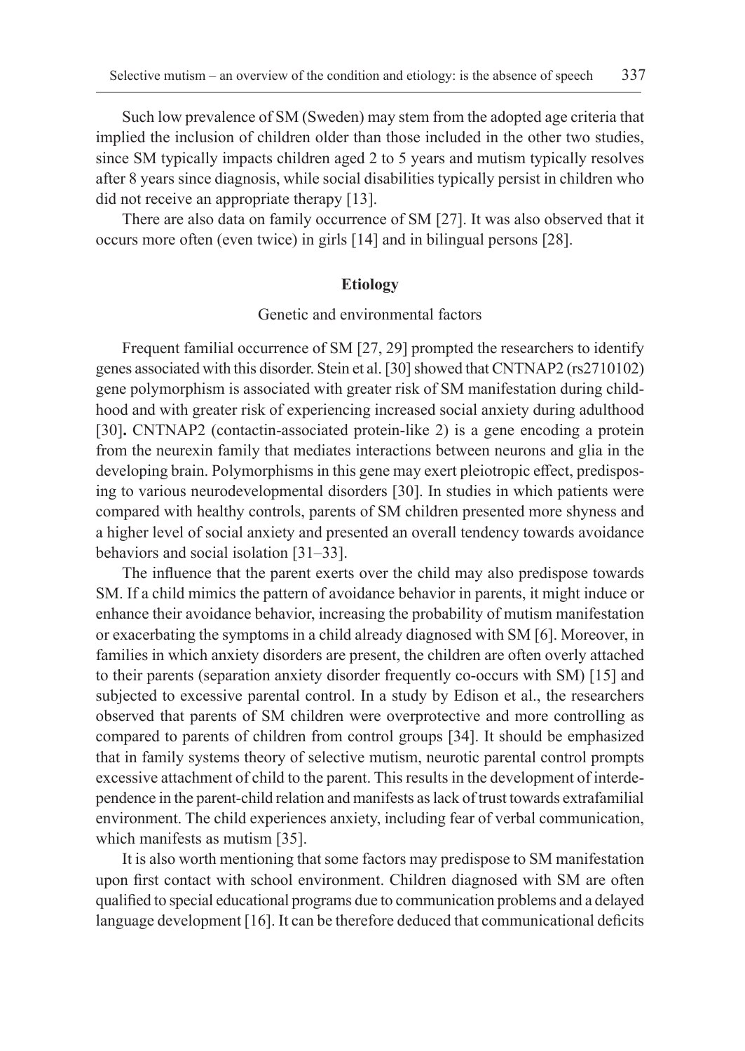Such low prevalence of SM (Sweden) may stem from the adopted age criteria that implied the inclusion of children older than those included in the other two studies, since SM typically impacts children aged 2 to 5 years and mutism typically resolves after 8 years since diagnosis, while social disabilities typically persist in children who did not receive an appropriate therapy [13].

There are also data on family occurrence of SM [27]. It was also observed that it occurs more often (even twice) in girls [14] and in bilingual persons [28].

## Etiology

### Genetic and environmental factors

Frequent familial occurrence of SM [27, 29] prompted the researchers to identify genes associated with this disorder. Stein et al. [30] showed that CNTNAP2 (rs2710102) gene polymorphism is associated with greater risk of SM manifestation during childhood and with greater risk of experiencing increased social anxiety during adulthood [30]**.** CNTNAP2 (contactin-associated protein-like 2) is a gene encoding a protein from the neurexin family that mediates interactions between neurons and glia in the developing brain. Polymorphisms in this gene may exert pleiotropic effect, predisposing to various neurodevelopmental disorders [30]. In studies in which patients were compared with healthy controls, parents of SM children presented more shyness and a higher level of social anxiety and presented an overall tendency towards avoidance behaviors and social isolation [31–33].

The influence that the parent exerts over the child may also predispose towards SM. If a child mimics the pattern of avoidance behavior in parents, it might induce or enhance their avoidance behavior, increasing the probability of mutism manifestation or exacerbating the symptoms in a child already diagnosed with SM [6]. Moreover, in families in which anxiety disorders are present, the children are often overly attached to their parents (separation anxiety disorder frequently co-occurs with SM) [15] and subjected to excessive parental control. In a study by Edison et al., the researchers observed that parents of SM children were overprotective and more controlling as compared to parents of children from control groups [34]. It should be emphasized that in family systems theory of selective mutism, neurotic parental control prompts excessive attachment of child to the parent. This results in the development of interdependence in the parent-child relation and manifests as lack of trust towards extrafamilial environment. The child experiences anxiety, including fear of verbal communication, which manifests as mutism [35].

It is also worth mentioning that some factors may predispose to SM manifestation upon first contact with school environment. Children diagnosed with SM are often qualified to special educational programs due to communication problems and a delayed language development [16]. It can be therefore deduced that communicational deficits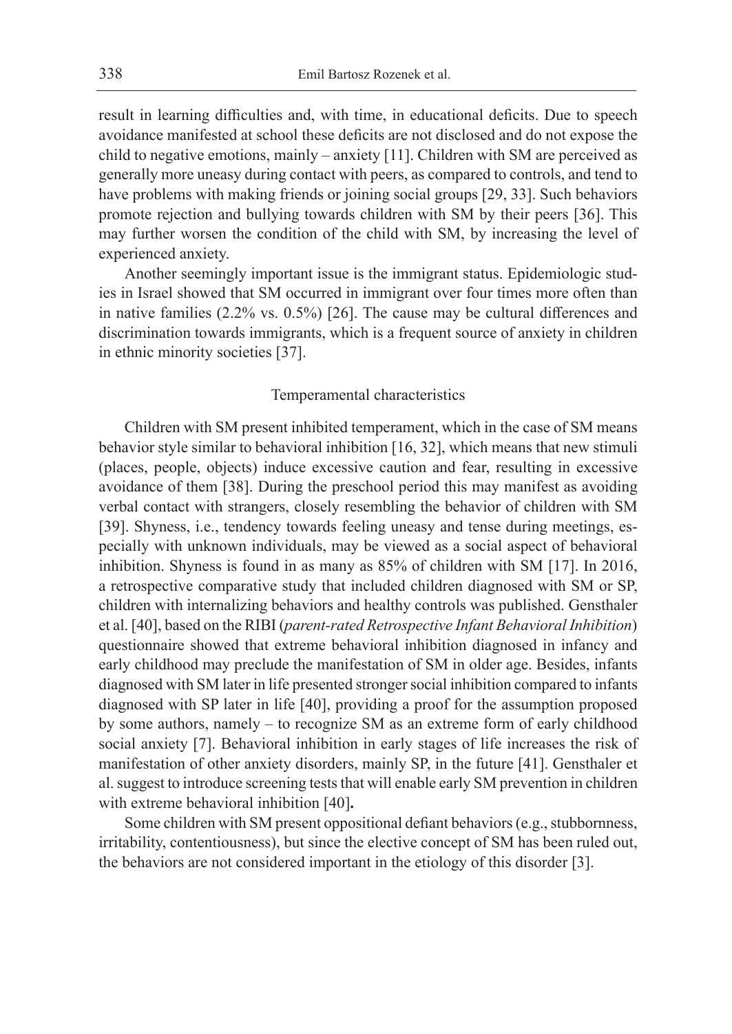result in learning difficulties and, with time, in educational deficits. Due to speech avoidance manifested at school these deficits are not disclosed and do not expose the child to negative emotions, mainly – anxiety [11]. Children with SM are perceived as generally more uneasy during contact with peers, as compared to controls, and tend to have problems with making friends or joining social groups [29, 33]. Such behaviors promote rejection and bullying towards children with SM by their peers [36]. This may further worsen the condition of the child with SM, by increasing the level of experienced anxiety.

Another seemingly important issue is the immigrant status. Epidemiologic studies in Israel showed that SM occurred in immigrant over four times more often than in native families (2.2% vs. 0.5%) [26]. The cause may be cultural differences and discrimination towards immigrants, which is a frequent source of anxiety in children in ethnic minority societies [37].

## Temperamental characteristics

Children with SM present inhibited temperament, which in the case of SM means behavior style similar to behavioral inhibition [16, 32], which means that new stimuli (places, people, objects) induce excessive caution and fear, resulting in excessive avoidance of them [38]. During the preschool period this may manifest as avoiding verbal contact with strangers, closely resembling the behavior of children with SM [39]. Shyness, i.e., tendency towards feeling uneasy and tense during meetings, especially with unknown individuals, may be viewed as a social aspect of behavioral inhibition. Shyness is found in as many as 85% of children with SM [17]. In 2016, a retrospective comparative study that included children diagnosed with SM or SP, children with internalizing behaviors and healthy controls was published. Gensthaler et al. [40], based on the RIBI (*parent-rated Retrospective Infant Behavioral Inhibition*) questionnaire showed that extreme behavioral inhibition diagnosed in infancy and early childhood may preclude the manifestation of SM in older age. Besides, infants diagnosed with SM later in life presented stronger social inhibition compared to infants diagnosed with SP later in life [40], providing a proof for the assumption proposed by some authors, namely – to recognize SM as an extreme form of early childhood social anxiety [7]. Behavioral inhibition in early stages of life increases the risk of manifestation of other anxiety disorders, mainly SP, in the future [41]. Gensthaler et al. suggest to introduce screening tests that will enable early SM prevention in children with extreme behavioral inhibition [40].

Some children with SM present oppositional defiant behaviors (e.g., stubbornness, irritability, contentiousness), but since the elective concept of SM has been ruled out, the behaviors are not considered important in the etiology of this disorder [3].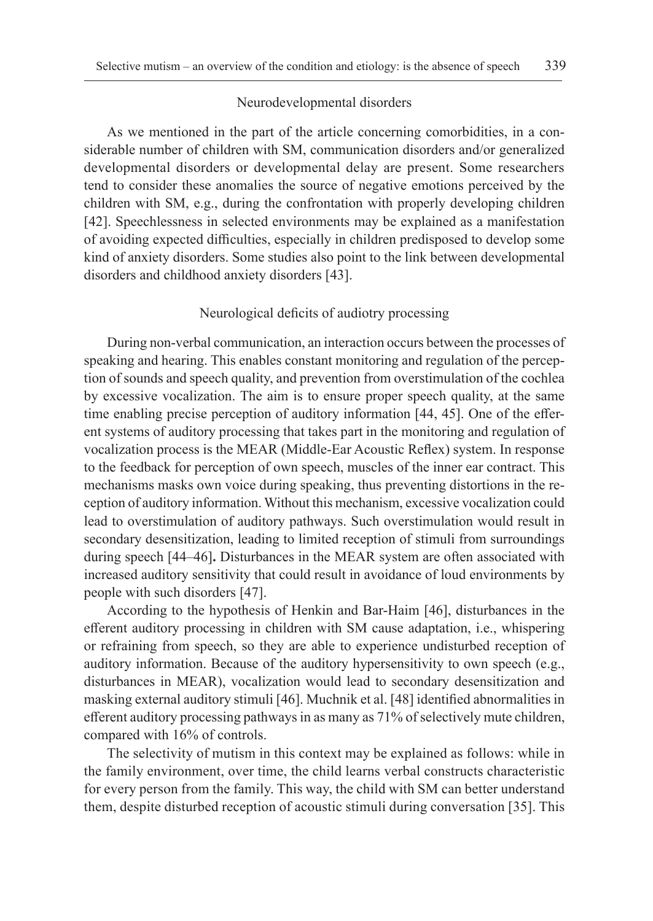### Neurodevelopmental disorders

As we mentioned in the part of the article concerning comorbidities, in a considerable number of children with SM, communication disorders and/or generalized developmental disorders or developmental delay are present. Some researchers tend to consider these anomalies the source of negative emotions perceived by the children with SM, e.g., during the confrontation with properly developing children [42]. Speechlessness in selected environments may be explained as a manifestation of avoiding expected difficulties, especially in children predisposed to develop some kind of anxiety disorders. Some studies also point to the link between developmental disorders and childhood anxiety disorders [43].

### Neurological deficits of audiotry processing

During non-verbal communication, an interaction occurs between the processes of speaking and hearing. This enables constant monitoring and regulation of the perception of sounds and speech quality, and prevention from overstimulation of the cochlea by excessive vocalization. The aim is to ensure proper speech quality, at the same time enabling precise perception of auditory information [44, 45]. One of the efferent systems of auditory processing that takes part in the monitoring and regulation of vocalization process is the MEAR (Middle-Ear Acoustic Reflex) system. In response to the feedback for perception of own speech, muscles of the inner ear contract. This mechanisms masks own voice during speaking, thus preventing distortions in the reception of auditory information. Without this mechanism, excessive vocalization could lead to overstimulation of auditory pathways. Such overstimulation would result in secondary desensitization, leading to limited reception of stimuli from surroundings during speech [44–46]**.** Disturbances in the MEAR system are often associated with increased auditory sensitivity that could result in avoidance of loud environments by people with such disorders [47].

According to the hypothesis of Henkin and Bar-Haim [46], disturbances in the efferent auditory processing in children with SM cause adaptation, i.e., whispering or refraining from speech, so they are able to experience undisturbed reception of auditory information. Because of the auditory hypersensitivity to own speech (e.g., disturbances in MEAR), vocalization would lead to secondary desensitization and masking external auditory stimuli [46]. Muchnik et al. [48] identified abnormalities in efferent auditory processing pathways in as many as 71% of selectively mute children, compared with 16% of controls.

The selectivity of mutism in this context may be explained as follows: while in the family environment, over time, the child learns verbal constructs characteristic for every person from the family. This way, the child with SM can better understand them, despite disturbed reception of acoustic stimuli during conversation [35]. This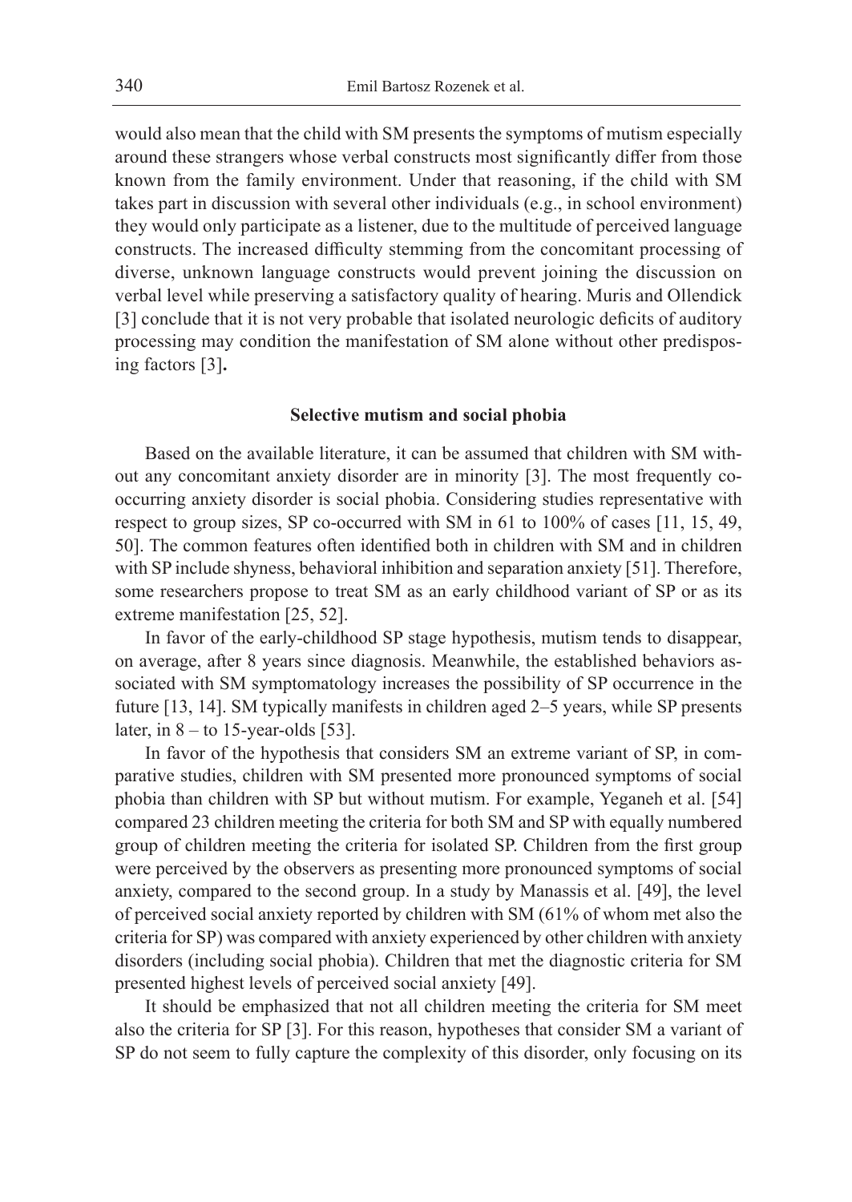would also mean that the child with SM presents the symptoms of mutism especially around these strangers whose verbal constructs most significantly differ from those known from the family environment. Under that reasoning, if the child with SM takes part in discussion with several other individuals (e.g., in school environment) they would only participate as a listener, due to the multitude of perceived language constructs. The increased difficulty stemming from the concomitant processing of diverse, unknown language constructs would prevent joining the discussion on verbal level while preserving a satisfactory quality of hearing. Muris and Ollendick [3] conclude that it is not very probable that isolated neurologic deficits of auditory processing may condition the manifestation of SM alone without other predisposing factors [3].

### Selective mutism and social phobia

Based on the available literature, it can be assumed that children with SM without any concomitant anxiety disorder are in minority [3]. The most frequently co-occurring anxiety disorder is social phobia. Considering studies representative with respect to group sizes, SP co-occurred with SM in 61 to 100% of cases [11, 15, 49, 50]. The common features often identified both in children with SM and in children with SP include shyness, behavioral inhibition and separation anxiety [51]. Therefore, some researchers propose to treat SM as an early childhood variant of SP or as its extreme manifestation [25, 52].

In favor of the early-childhood SP stage hypothesis, mutism tends to disappear, on average, after 8 years since diagnosis. Meanwhile, the established behaviors associated with SM symptomatology increases the possibility of SP occurrence in the future [13, 14]. SM typically manifests in children aged 2–5 years, while SP presents later, in 8 – to 15-year-olds [53].

In favor of the hypothesis that considers SM an extreme variant of SP, in comparative studies, children with SM presented more pronounced symptoms of social phobia than children with SP but without mutism. For example, Yeganeh et al. [54] compared 23 children meeting the criteria for both SM and SP with equally numbered group of children meeting the criteria for isolated SP. Children from the first group were perceived by the observers as presenting more pronounced symptoms of social anxiety, compared to the second group. In a study by Manassis et al. [49], the level of perceived social anxiety reported by children with SM (61% of whom met also the criteria for SP) was compared with anxiety experienced by other children with anxiety disorders (including social phobia). Children that met the diagnostic criteria for SM presented highest levels of perceived social anxiety [49].

It should be emphasized that not all children meeting the criteria for SM meet also the criteria for SP [3]. For this reason, hypotheses that consider SM a variant of SP do not seem to fully capture the complexity of this disorder, only focusing on its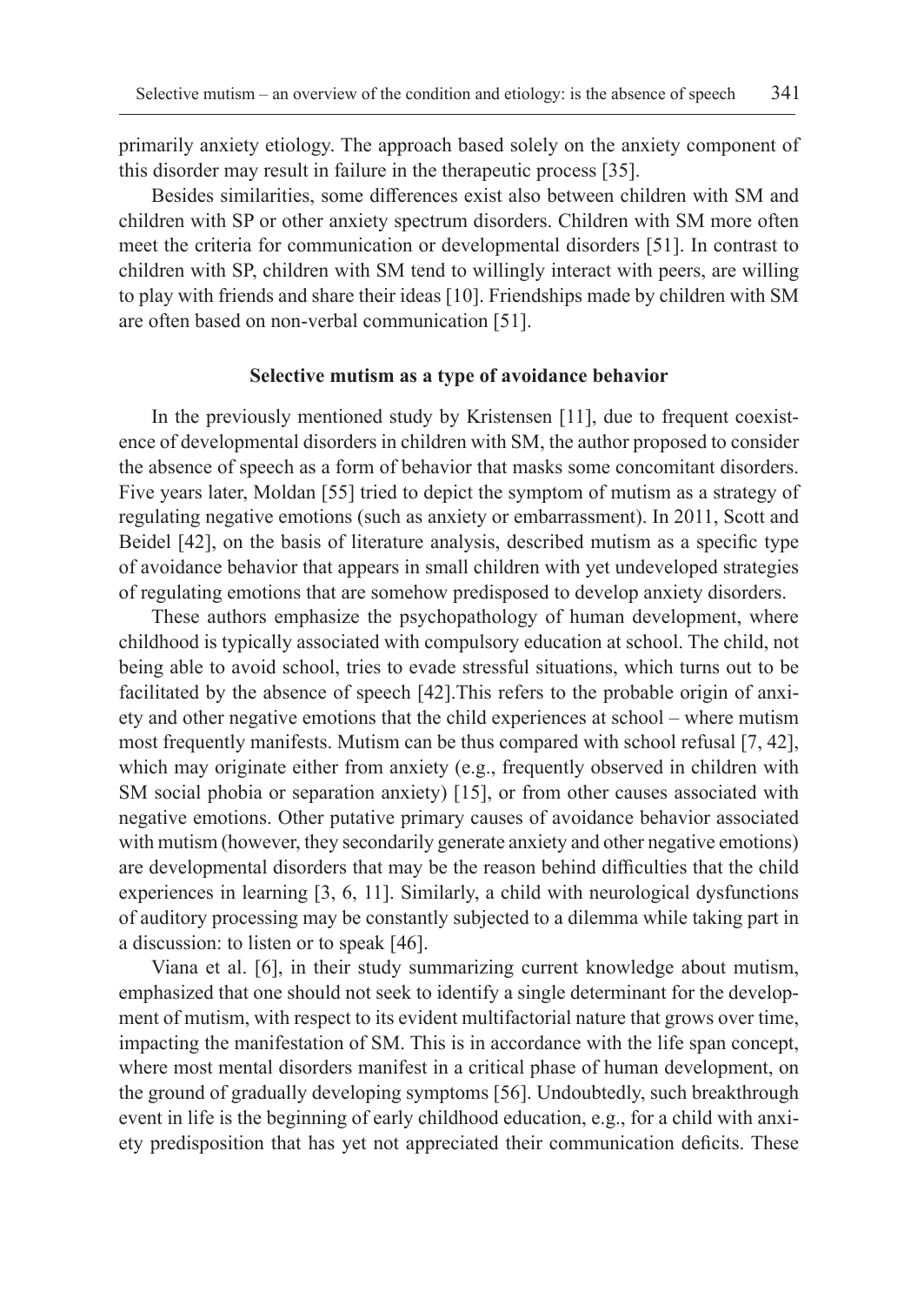primarily anxiety etiology. The approach based solely on the anxiety component of this disorder may result in failure in the therapeutic process [35].

Besides similarities, some differences exist also between children with SM and children with SP or other anxiety spectrum disorders. Children with SM more often meet the criteria for communication or developmental disorders [51]. In contrast to children with SP, children with SM tend to willingly interact with peers, are willing to play with friends and share their ideas [10]. Friendships made by children with SM are often based on non-verbal communication [51].

## Selective mutism as a type of avoidance behavior

In the previously mentioned study by Kristensen [11], due to frequent coexistence of developmental disorders in children with SM, the author proposed to consider the absence of speech as a form of behavior that masks some concomitant disorders. Five years later, Moldan [55] tried to depict the symptom of mutism as a strategy of regulating negative emotions (such as anxiety or embarrassment). In 2011, Scott and Beidel [42], on the basis of literature analysis, described mutism as a specific type of avoidance behavior that appears in small children with yet undeveloped strategies of regulating emotions that are somehow predisposed to develop anxiety disorders.

These authors emphasize the psychopathology of human development, where childhood is typically associated with compulsory education at school. The child, not being able to avoid school, tries to evade stressful situations, which turns out to be facilitated by the absence of speech [42].This refers to the probable origin of anxiety and other negative emotions that the child experiences at school – where mutism most frequently manifests. Mutism can be thus compared with school refusal [7, 42], which may originate either from anxiety (e.g., frequently observed in children with SM social phobia or separation anxiety) [15], or from other causes associated with negative emotions. Other putative primary causes of avoidance behavior associated with mutism (however, they secondarily generate anxiety and other negative emotions) are developmental disorders that may be the reason behind difficulties that the child experiences in learning [3, 6, 11]. Similarly, a child with neurological dysfunctions of auditory processing may be constantly subjected to a dilemma while taking part in a discussion: to listen or to speak [46].

Viana et al. [6], in their study summarizing current knowledge about mutism, emphasized that one should not seek to identify a single determinant for the development of mutism, with respect to its evident multifactorial nature that grows over time, impacting the manifestation of SM. This is in accordance with the life span concept, where most mental disorders manifest in a critical phase of human development, on the ground of gradually developing symptoms [56]. Undoubtedly, such breakthrough event in life is the beginning of early childhood education, e.g., for a child with anxiety predisposition that has yet not appreciated their communication deficits. These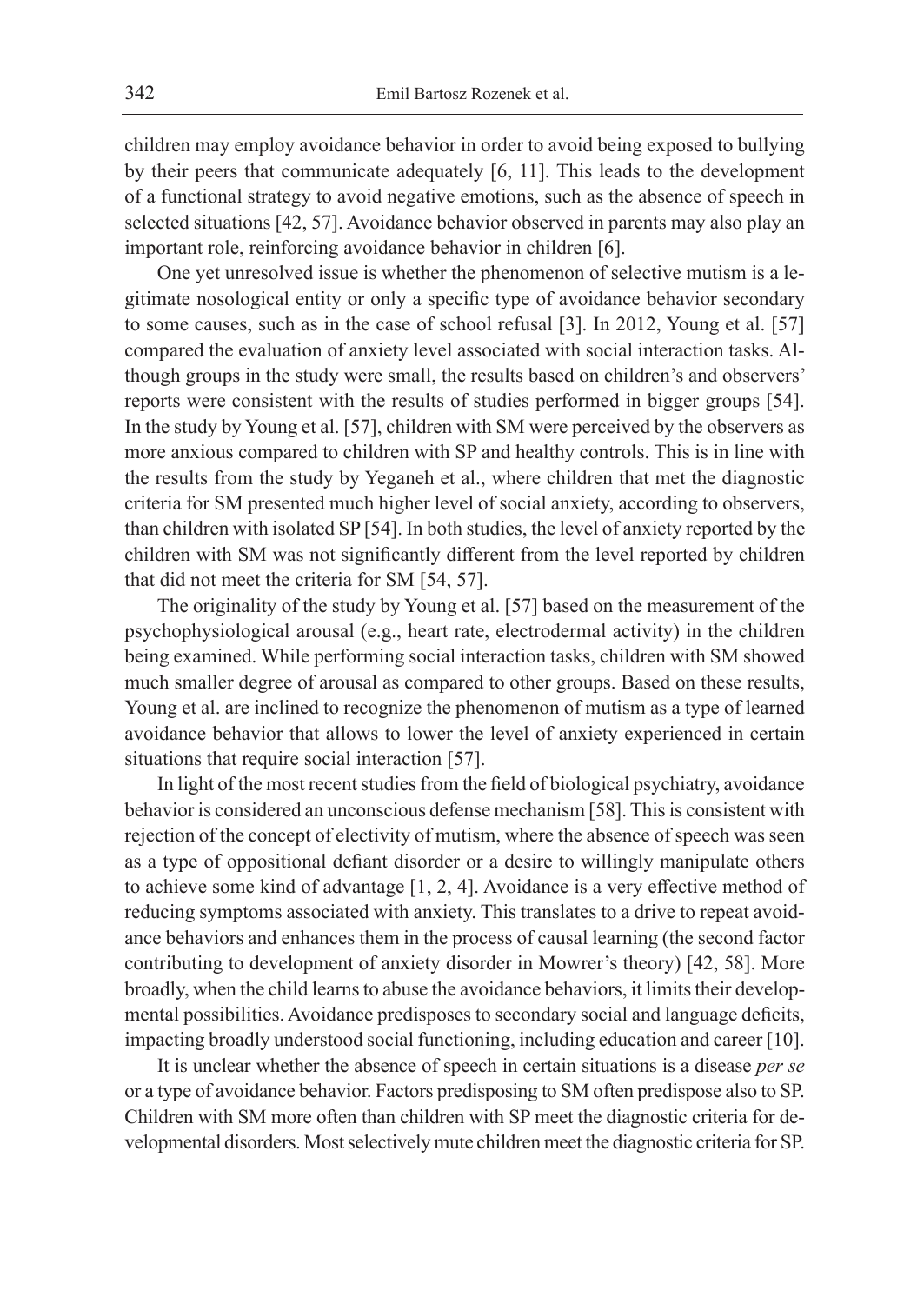children may employ avoidance behavior in order to avoid being exposed to bullying by their peers that communicate adequately [6, 11]. This leads to the development of a functional strategy to avoid negative emotions, such as the absence of speech in selected situations [42, 57]. Avoidance behavior observed in parents may also play an important role, reinforcing avoidance behavior in children [6].

One yet unresolved issue is whether the phenomenon of selective mutism is a legitimate nosological entity or only a specific type of avoidance behavior secondary to some causes, such as in the case of school refusal [3]. In 2012, Young et al. [57] compared the evaluation of anxiety level associated with social interaction tasks. Although groups in the study were small, the results based on children's and observers' reports were consistent with the results of studies performed in bigger groups [54]. In the study by Young et al. [57], children with SM were perceived by the observers as more anxious compared to children with SP and healthy controls. This is in line with the results from the study by Yeganeh et al., where children that met the diagnostic criteria for SM presented much higher level of social anxiety, according to observers, than children with isolated SP [54]. In both studies, the level of anxiety reported by the children with SM was not significantly different from the level reported by children that did not meet the criteria for SM [54, 57].

The originality of the study by Young et al. [57] based on the measurement of the psychophysiological arousal (e.g., heart rate, electrodermal activity) in the children being examined. While performing social interaction tasks, children with SM showed much smaller degree of arousal as compared to other groups. Based on these results, Young et al. are inclined to recognize the phenomenon of mutism as a type of learned avoidance behavior that allows to lower the level of anxiety experienced in certain situations that require social interaction [57].

In light of the most recent studies from the field of biological psychiatry, avoidance behavior is considered an unconscious defense mechanism [58]. This is consistent with rejection of the concept of electivity of mutism, where the absence of speech was seen as a type of oppositional defiant disorder or a desire to willingly manipulate others to achieve some kind of advantage [1, 2, 4]. Avoidance is a very effective method of reducing symptoms associated with anxiety. This translates to a drive to repeat avoidance behaviors and enhances them in the process of causal learning (the second factor contributing to development of anxiety disorder in Mowrer's theory) [42, 58]. More broadly, when the child learns to abuse the avoidance behaviors, it limits their developmental possibilities. Avoidance predisposes to secondary social and language deficits, impacting broadly understood social functioning, including education and career [10].

It is unclear whether the absence of speech in certain situations is a disease *per se* or a type of avoidance behavior. Factors predisposing to SM often predispose also to SP. Children with SM more often than children with SP meet the diagnostic criteria for developmental disorders. Most selectively mute children meet the diagnostic criteria for SP.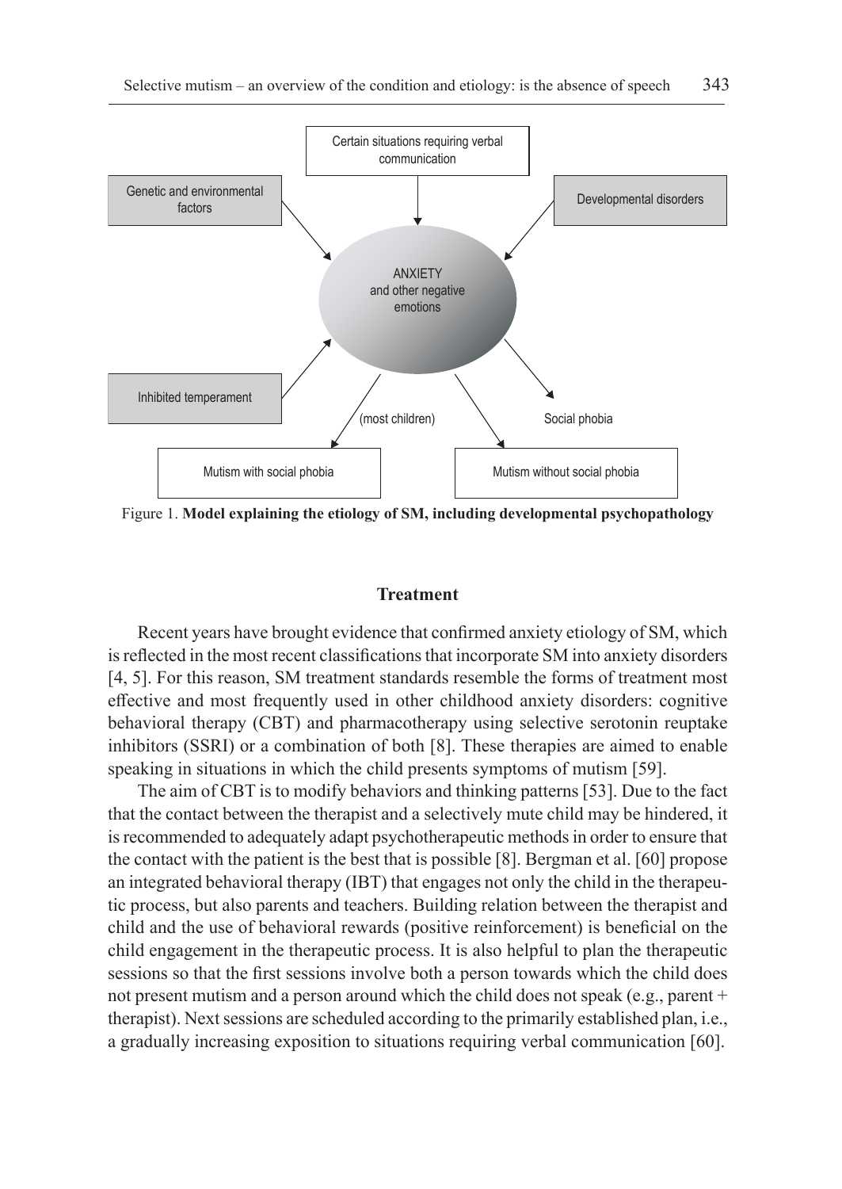Figure 1. **Model explaining the etiology of SM, including developmental psychopathology**

## Treatment

Recent years have brought evidence that confirmed anxiety etiology of SM, which is reflected in the most recent classifications that incorporate SM into anxiety disorders [4, 5]. For this reason, SM treatment standards resemble the forms of treatment most effective and most frequently used in other childhood anxiety disorders: cognitive behavioral therapy (CBT) and pharmacotherapy using selective serotonin reuptake inhibitors (SSRI) or a combination of both [8]. These therapies are aimed to enable speaking in situations in which the child presents symptoms of mutism [59].

The aim of CBT is to modify behaviors and thinking patterns [53]. Due to the fact that the contact between the therapist and a selectively mute child may be hindered, it is recommended to adequately adapt psychotherapeutic methods in order to ensure that the contact with the patient is the best that is possible [8]. Bergman et al. [60] propose an integrated behavioral therapy (IBT) that engages not only the child in the therapeutic process, but also parents and teachers. Building relation between the therapist and child and the use of behavioral rewards (positive reinforcement) is beneficial on the child engagement in the therapeutic process. It is also helpful to plan the therapeutic sessions so that the first sessions involve both a person towards which the child does not present mutism and a person around which the child does not speak (e.g., parent + therapist). Next sessions are scheduled according to the primarily established plan, i.e., a gradually increasing exposition to situations requiring verbal communication [60].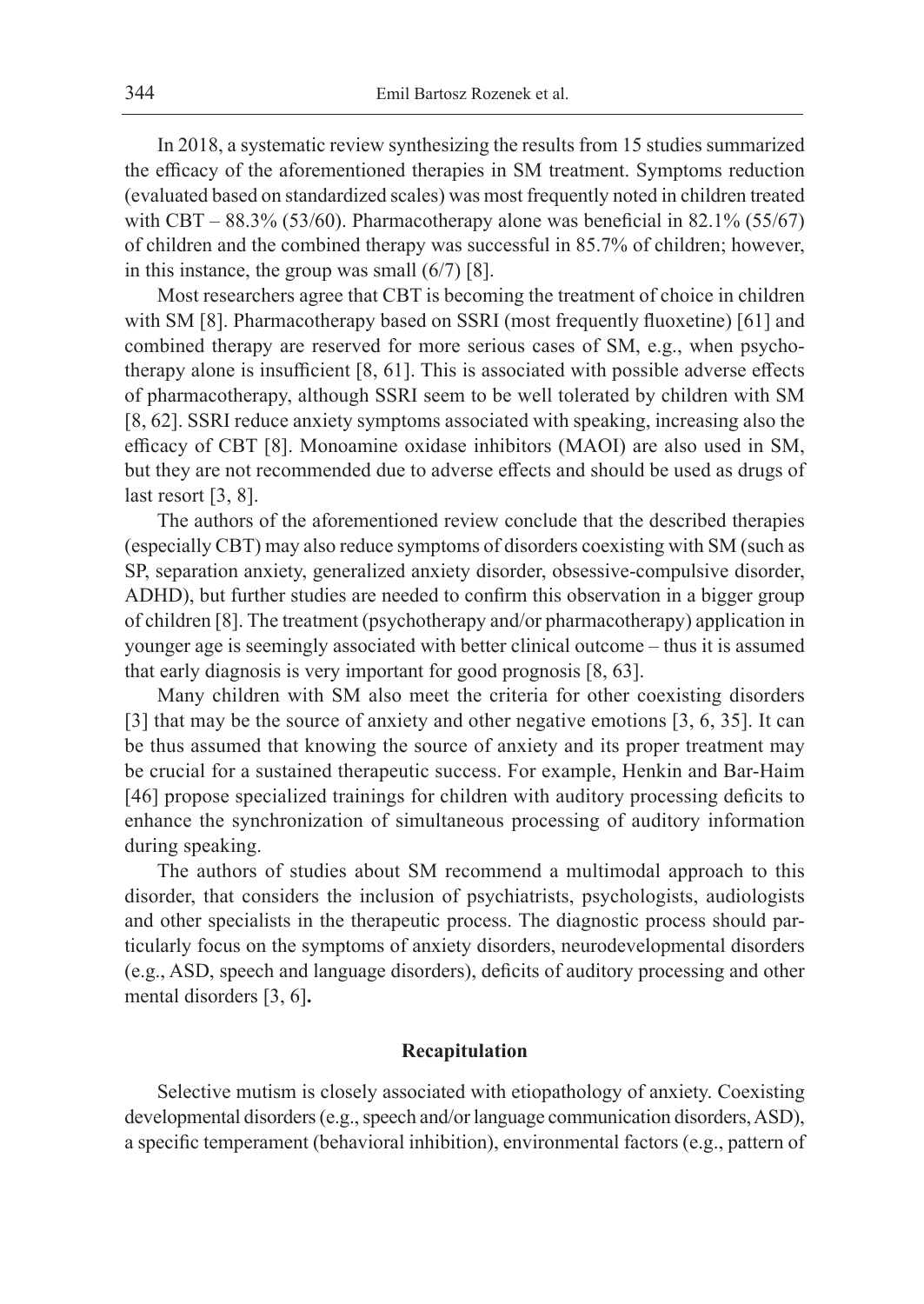In 2018, a systematic review synthesizing the results from 15 studies summarized the efficacy of the aforementioned therapies in SM treatment. Symptoms reduction (evaluated based on standardized scales) was most frequently noted in children treated with CBT – 88.3% (53/60). Pharmacotherapy alone was beneficial in 82.1% (55/67) of children and the combined therapy was successful in 85.7% of children; however, in this instance, the group was small (6/7) [8].

Most researchers agree that CBT is becoming the treatment of choice in children with SM [8]. Pharmacotherapy based on SSRI (most frequently fluoxetine) [61] and combined therapy are reserved for more serious cases of SM, e.g., when psychotherapy alone is insufficient [8, 61]. This is associated with possible adverse effects of pharmacotherapy, although SSRI seem to be well tolerated by children with SM [8, 62]. SSRI reduce anxiety symptoms associated with speaking, increasing also the efficacy of CBT [8]. Monoamine oxidase inhibitors (MAOI) are also used in SM, but they are not recommended due to adverse effects and should be used as drugs of last resort [3, 8].

The authors of the aforementioned review conclude that the described therapies (especially CBT) may also reduce symptoms of disorders coexisting with SM (such as SP, separation anxiety, generalized anxiety disorder, obsessive-compulsive disorder, ADHD), but further studies are needed to confirm this observation in a bigger group of children [8]. The treatment (psychotherapy and/or pharmacotherapy) application in younger age is seemingly associated with better clinical outcome – thus it is assumed that early diagnosis is very important for good prognosis [8, 63].

Many children with SM also meet the criteria for other coexisting disorders [3] that may be the source of anxiety and other negative emotions [3, 6, 35]. It can be thus assumed that knowing the source of anxiety and its proper treatment may be crucial for a sustained therapeutic success. For example, Henkin and Bar-Haim [46] propose specialized trainings for children with auditory processing deficits to enhance the synchronization of simultaneous processing of auditory information during speaking.

The authors of studies about SM recommend a multimodal approach to this disorder, that considers the inclusion of psychiatrists, psychologists, audiologists and other specialists in the therapeutic process. The diagnostic process should particularly focus on the symptoms of anxiety disorders, neurodevelopmental disorders (e.g., ASD, speech and language disorders), deficits of auditory processing and other mental disorders [3, 6]**.**

## Recapitulation

Selective mutism is closely associated with etiopathology of anxiety. Coexisting developmental disorders (e.g., speech and/or language communication disorders, ASD), a specific temperament (behavioral inhibition), environmental factors (e.g., pattern of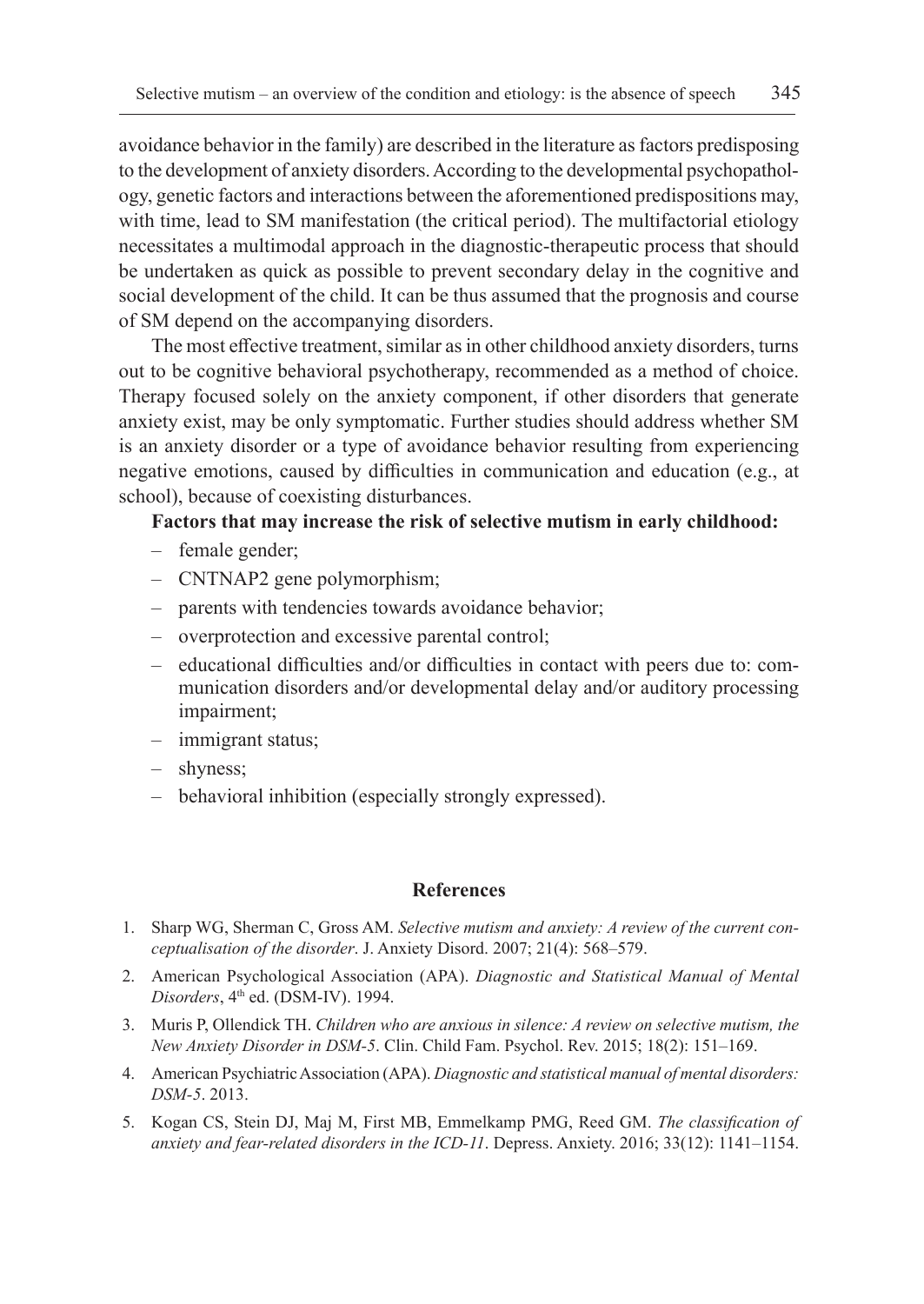avoidance behavior in the family) are described in the literature as factors predisposing to the development of anxiety disorders. According to the developmental psychopathology, genetic factors and interactions between the aforementioned predispositions may, with time, lead to SM manifestation (the critical period). The multifactorial etiology necessitates a multimodal approach in the diagnostic-therapeutic process that should be undertaken as quick as possible to prevent secondary delay in the cognitive and social development of the child. It can be thus assumed that the prognosis and course of SM depend on the accompanying disorders.

The most effective treatment, similar as in other childhood anxiety disorders, turns out to be cognitive behavioral psychotherapy, recommended as a method of choice. Therapy focused solely on the anxiety component, if other disorders that generate anxiety exist, may be only symptomatic. Further studies should address whether SM is an anxiety disorder or a type of avoidance behavior resulting from experiencing negative emotions, caused by difficulties in communication and education (e.g., at school), because of coexisting disturbances.

**Factors that may increase the risk of selective mutism in early childhood:**

- female gender;
- CNTNAP2 gene polymorphism;
- parents with tendencies towards avoidance behavior;
- overprotection and excessive parental control;
- educational difficulties and/or difficulties in contact with peers due to: communication disorders and/or developmental delay and/or auditory processing impairment;
- immigrant status;
- shyness;
- behavioral inhibition (especially strongly expressed).

## References

1. Sharp WG, Sherman C, Gross AM. *Selective mutism and anxiety: A review of the current conceptualisation of the disorder*. J. Anxiety Disord. 2007; 21(4): 568–579.
2. American Psychological Association (APA). *Diagnostic and Statistical Manual of Mental Disorders*, 4th ed. (DSM-IV). 1994.
3. Muris P, Ollendick TH. *Children who are anxious in silence: A review on selective mutism, the New Anxiety Disorder in DSM-5*. Clin. Child Fam. Psychol. Rev. 2015; 18(2): 151–169.
4. American Psychiatric Association (APA). *Diagnostic and statistical manual of mental disorders: DSM-5*. 2013.
5. Kogan CS, Stein DJ, Maj M, First MB, Emmelkamp PMG, Reed GM. *The classification of anxiety and fear-related disorders in the ICD-11*. Depress. Anxiety. 2016; 33(12): 1141–1154.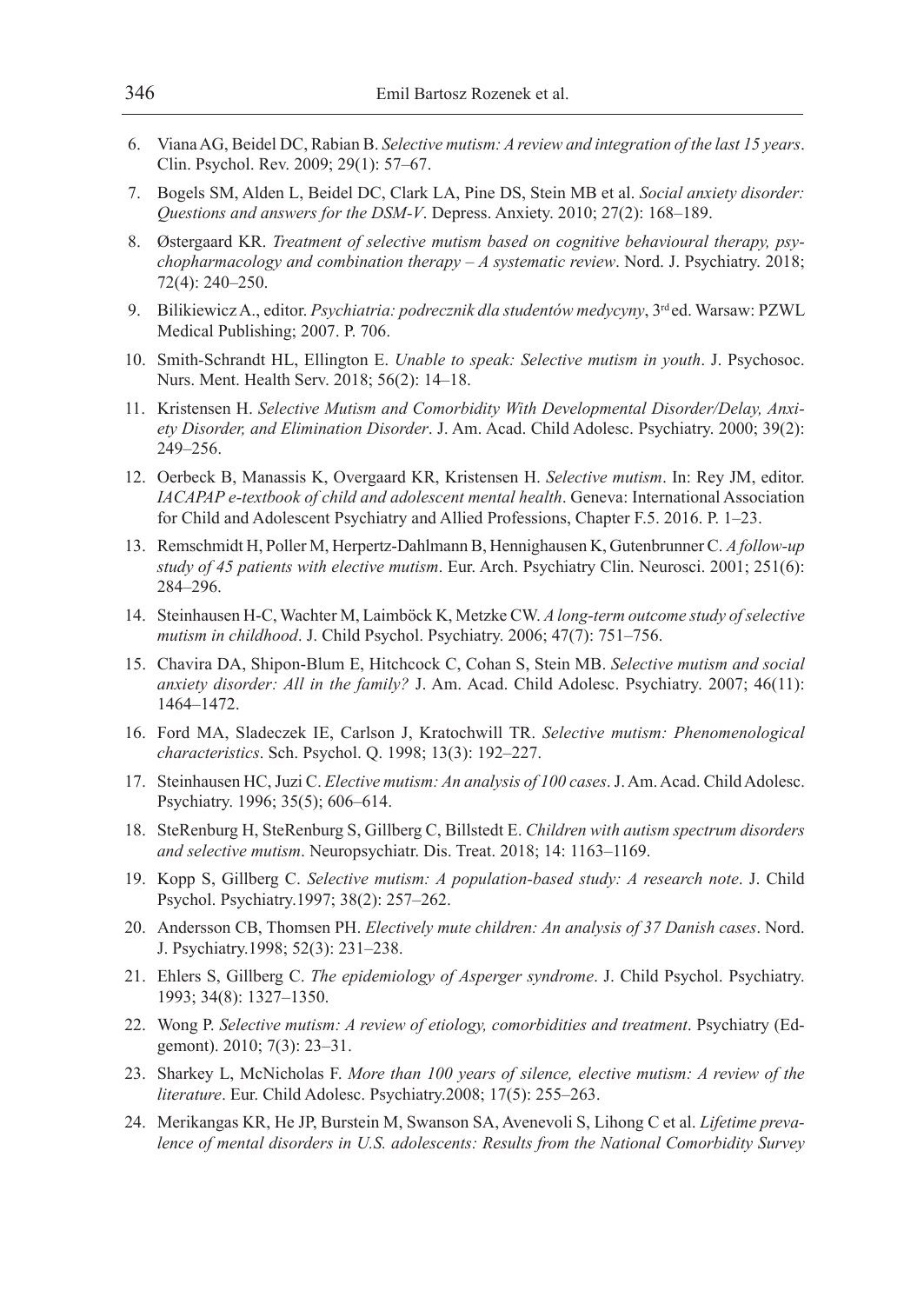6. Viana AG, Beidel DC, Rabian B. *Selective mutism: A review and integration of the last 15 years*. Clin. Psychol. Rev. 2009; 29(1): 57–67.
7. Bogels SM, Alden L, Beidel DC, Clark LA, Pine DS, Stein MB et al. *Social anxiety disorder: Questions and answers for the DSM-V*. Depress. Anxiety. 2010; 27(2): 168–189.
8. Østergaard KR. *Treatment of selective mutism based on cognitive behavioural therapy, psychopharmacology and combination therapy – A systematic review*. Nord. J. Psychiatry. 2018; 72(4): 240–250.
9. Bilikiewicz A., editor. *Psychiatria: podrecznik dla studentów medycyny*, 3rd ed. Warsaw: PZWL Medical Publishing; 2007. P. 706.
10. Smith-Schrandt HL, Ellington E. *Unable to speak: Selective mutism in youth*. J. Psychosoc. Nurs. Ment. Health Serv. 2018; 56(2): 14–18.
11. Kristensen H. *Selective Mutism and Comorbidity With Developmental Disorder/Delay, Anxiety Disorder, and Elimination Disorder*. J. Am. Acad. Child Adolesc. Psychiatry. 2000; 39(2): 249–256.
12. Oerbeck B, Manassis K, Overgaard KR, Kristensen H. *Selective mutism*. In: Rey JM, editor. *IACAPAP e-textbook of child and adolescent mental health*. Geneva: International Association for Child and Adolescent Psychiatry and Allied Professions, Chapter F.5. 2016. P. 1–23.
13. Remschmidt H, Poller M, Herpertz-Dahlmann B, Hennighausen K, Gutenbrunner C. *A follow-up study of 45 patients with elective mutism*. Eur. Arch. Psychiatry Clin. Neurosci. 2001; 251(6): 284–296.
14. Steinhausen H-C, Wachter M, Laimböck K, Metzke CW. *A long-term outcome study of selective mutism in childhood*. J. Child Psychol. Psychiatry. 2006; 47(7): 751–756.
15. Chavira DA, Shipon-Blum E, Hitchcock C, Cohan S, Stein MB. *Selective mutism and social anxiety disorder: All in the family?* J. Am. Acad. Child Adolesc. Psychiatry. 2007; 46(11): 1464–1472.
16. Ford MA, Sladeczek IE, Carlson J, Kratochwill TR. *Selective mutism: Phenomenological characteristics*. Sch. Psychol. Q. 1998; 13(3): 192–227.
17. Steinhausen HC, Juzi C. *Elective mutism: An analysis of 100 cases*. J. Am. Acad. Child Adolesc. Psychiatry. 1996; 35(5); 606–614.
18. SteRenburg H, SteRenburg S, Gillberg C, Billstedt E. *Children with autism spectrum disorders and selective mutism*. Neuropsychiatr. Dis. Treat. 2018; 14: 1163–1169.
19. Kopp S, Gillberg C. *Selective mutism: A population-based study: A research note*. J. Child Psychol. Psychiatry.1997; 38(2): 257–262.
20. Andersson CB, Thomsen PH. *Electively mute children: An analysis of 37 Danish cases*. Nord. J. Psychiatry.1998; 52(3): 231–238.
21. Ehlers S, Gillberg C. *The epidemiology of Asperger syndrome*. J. Child Psychol. Psychiatry. 1993; 34(8): 1327–1350.
22. Wong P. *Selective mutism: A review of etiology, comorbidities and treatment*. Psychiatry (Edgemont). 2010; 7(3): 23–31.
23. Sharkey L, McNicholas F. *More than 100 years of silence, elective mutism: A review of the literature*. Eur. Child Adolesc. Psychiatry.2008; 17(5): 255–263.
24. Merikangas KR, He JP, Burstein M, Swanson SA, Avenevoli S, Lihong C et al. *Lifetime prevalence of mental disorders in U.S. adolescents: Results from the National Comorbidity Survey*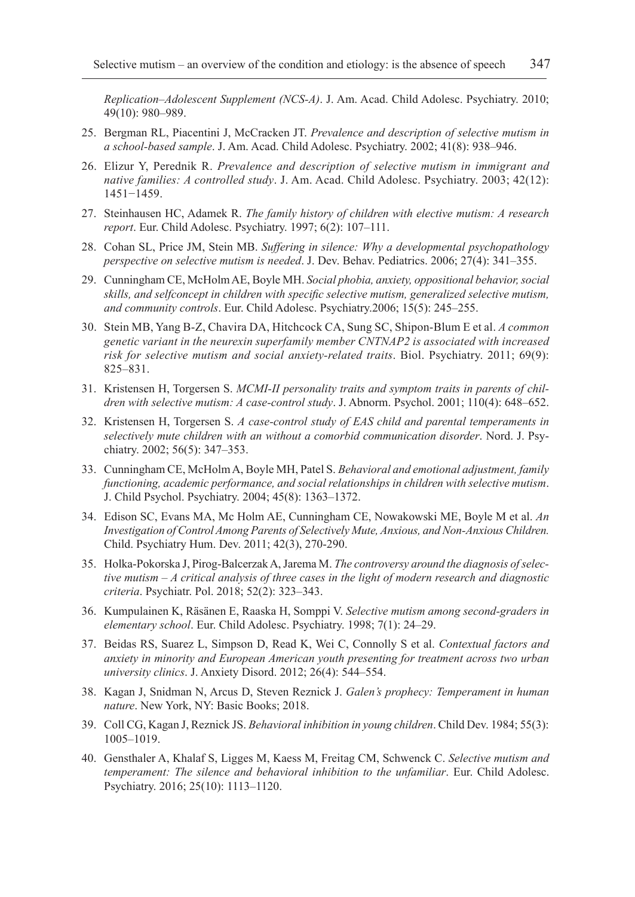*Replication–Adolescent Supplement (NCS-A)*. J. Am. Acad. Child Adolesc. Psychiatry. 2010; 49(10): 980–989.

25. Bergman RL, Piacentini J, McCracken JT. *Prevalence and description of selective mutism in a school-based sample*. J. Am. Acad. Child Adolesc. Psychiatry. 2002; 41(8): 938–946.

26. Elizur Y, Perednik R. *Prevalence and description of selective mutism in immigrant and native families: A controlled study*. J. Am. Acad. Child Adolesc. Psychiatry. 2003; 42(12): 1451−1459.

27. Steinhausen HC, Adamek R. *The family history of children with elective mutism: A research report*. Eur. Child Adolesc. Psychiatry. 1997; 6(2): 107–111.

28. Cohan SL, Price JM, Stein MB. *Suffering in silence: Why a developmental psychopathology perspective on selective mutism is needed*. J. Dev. Behav. Pediatrics. 2006; 27(4): 341–355.

29. Cunningham CE, McHolm AE, Boyle MH. *Social phobia, anxiety, oppositional behavior, social skills, and selfconcept in children with specific selective mutism, generalized selective mutism, and community controls*. Eur. Child Adolesc. Psychiatry.2006; 15(5): 245–255.

30. Stein MB, Yang B-Z, Chavira DA, Hitchcock CA, Sung SC, Shipon-Blum E et al. *A common genetic variant in the neurexin superfamily member CNTNAP2 is associated with increased risk for selective mutism and social anxiety-related traits*. Biol. Psychiatry. 2011; 69(9): 825–831.

31. Kristensen H, Torgersen S. *MCMI-II personality traits and symptom traits in parents of children with selective mutism: A case-control study*. J. Abnorm. Psychol. 2001; 110(4): 648–652.

32. Kristensen H, Torgersen S. *A case-control study of EAS child and parental temperaments in selectively mute children with an without a comorbid communication disorder*. Nord. J. Psychiatry. 2002; 56(5): 347–353.

33. Cunningham CE, McHolm A, Boyle MH, Patel S. *Behavioral and emotional adjustment, family functioning, academic performance, and social relationships in children with selective mutism*. J. Child Psychol. Psychiatry. 2004; 45(8): 1363–1372.

34. Edison SC, Evans MA, Mc Holm AE, Cunningham CE, Nowakowski ME, Boyle M et al. *An Investigation of Control Among Parents of Selectively Mute, Anxious, and Non-Anxious Children.* Child. Psychiatry Hum. Dev. 2011; 42(3), 270-290.

35. Holka-Pokorska J, Pirog-Balcerzak A, Jarema M. *The controversy around the diagnosis of selective mutism – A critical analysis of three cases in the light of modern research and diagnostic criteria*. Psychiatr. Pol. 2018; 52(2): 323–343.

36. Kumpulainen K, Räsänen E, Raaska H, Somppi V. *Selective mutism among second-graders in elementary school*. Eur. Child Adolesc. Psychiatry. 1998; 7(1): 24–29.

37. Beidas RS, Suarez L, Simpson D, Read K, Wei C, Connolly S et al. *Contextual factors and anxiety in minority and European American youth presenting for treatment across two urban university clinics*. J. Anxiety Disord. 2012; 26(4): 544–554.

38. Kagan J, Snidman N, Arcus D, Steven Reznick J. *Galen's prophecy: Temperament in human nature*. New York, NY: Basic Books; 2018.

39. Coll CG, Kagan J, Reznick JS. *Behavioral inhibition in young children*. Child Dev. 1984; 55(3): 1005–1019.

40. Gensthaler A, Khalaf S, Ligges M, Kaess M, Freitag CM, Schwenck C. *Selective mutism and temperament: The silence and behavioral inhibition to the unfamiliar*. Eur. Child Adolesc. Psychiatry. 2016; 25(10): 1113–1120.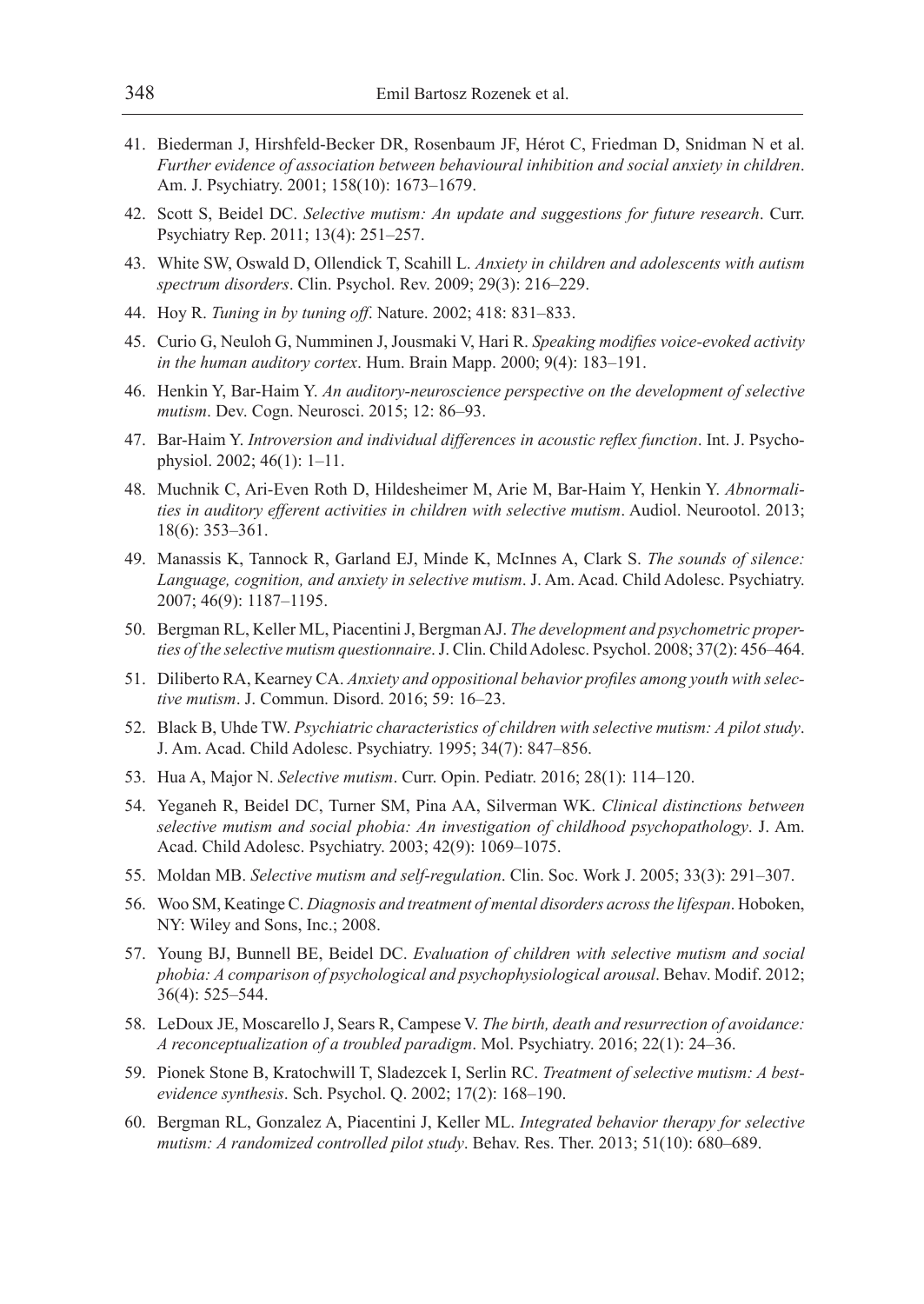41. Biederman J, Hirshfeld-Becker DR, Rosenbaum JF, Hérot C, Friedman D, Snidman N et al. *Further evidence of association between behavioural inhibition and social anxiety in children*. Am. J. Psychiatry. 2001; 158(10): 1673–1679.
42. Scott S, Beidel DC. *Selective mutism: An update and suggestions for future research*. Curr. Psychiatry Rep. 2011; 13(4): 251–257.
43. White SW, Oswald D, Ollendick T, Scahill L. *Anxiety in children and adolescents with autism spectrum disorders*. Clin. Psychol. Rev. 2009; 29(3): 216–229.
44. Hoy R. *Tuning in by tuning off*. Nature. 2002; 418: 831–833.
45. Curio G, Neuloh G, Numminen J, Jousmaki V, Hari R. *Speaking modifies voice-evoked activity in the human auditory cortex*. Hum. Brain Mapp. 2000; 9(4): 183–191.
46. Henkin Y, Bar-Haim Y. *An auditory-neuroscience perspective on the development of selective mutism*. Dev. Cogn. Neurosci. 2015; 12: 86–93.
47. Bar-Haim Y. *Introversion and individual differences in acoustic reflex function*. Int. J. Psychophysiol. 2002; 46(1): 1–11.
48. Muchnik C, Ari-Even Roth D, Hildesheimer M, Arie M, Bar-Haim Y, Henkin Y. *Abnormalities in auditory efferent activities in children with selective mutism*. Audiol. Neurootol. 2013; 18(6): 353–361.
49. Manassis K, Tannock R, Garland EJ, Minde K, McInnes A, Clark S. *The sounds of silence: Language, cognition, and anxiety in selective mutism*. J. Am. Acad. Child Adolesc. Psychiatry. 2007; 46(9): 1187–1195.
50. Bergman RL, Keller ML, Piacentini J, Bergman AJ. *The development and psychometric properties of the selective mutism questionnaire*. J. Clin. Child Adolesc. Psychol. 2008; 37(2): 456–464.
51. Diliberto RA, Kearney CA. *Anxiety and oppositional behavior profiles among youth with selective mutism*. J. Commun. Disord. 2016; 59: 16–23.
52. Black B, Uhde TW. *Psychiatric characteristics of children with selective mutism: A pilot study*. J. Am. Acad. Child Adolesc. Psychiatry. 1995; 34(7): 847–856.
53. Hua A, Major N. *Selective mutism*. Curr. Opin. Pediatr. 2016; 28(1): 114–120.
54. Yeganeh R, Beidel DC, Turner SM, Pina AA, Silverman WK. *Clinical distinctions between selective mutism and social phobia: An investigation of childhood psychopathology*. J. Am. Acad. Child Adolesc. Psychiatry. 2003; 42(9): 1069–1075.
55. Moldan MB. *Selective mutism and self-regulation*. Clin. Soc. Work J. 2005; 33(3): 291–307.
56. Woo SM, Keatinge C. *Diagnosis and treatment of mental disorders across the lifespan*. Hoboken, NY: Wiley and Sons, Inc.; 2008.
57. Young BJ, Bunnell BE, Beidel DC. *Evaluation of children with selective mutism and social phobia: A comparison of psychological and psychophysiological arousal*. Behav. Modif. 2012; 36(4): 525–544.
58. LeDoux JE, Moscarello J, Sears R, Campese V. *The birth, death and resurrection of avoidance: A reconceptualization of a troubled paradigm*. Mol. Psychiatry. 2016; 22(1): 24–36.
59. Pionek Stone B, Kratochwill T, Sladezcek I, Serlin RC. *Treatment of selective mutism: A best-evidence synthesis*. Sch. Psychol. Q. 2002; 17(2): 168–190.
60. Bergman RL, Gonzalez A, Piacentini J, Keller ML. *Integrated behavior therapy for selective mutism: A randomized controlled pilot study*. Behav. Res. Ther. 2013; 51(10): 680–689.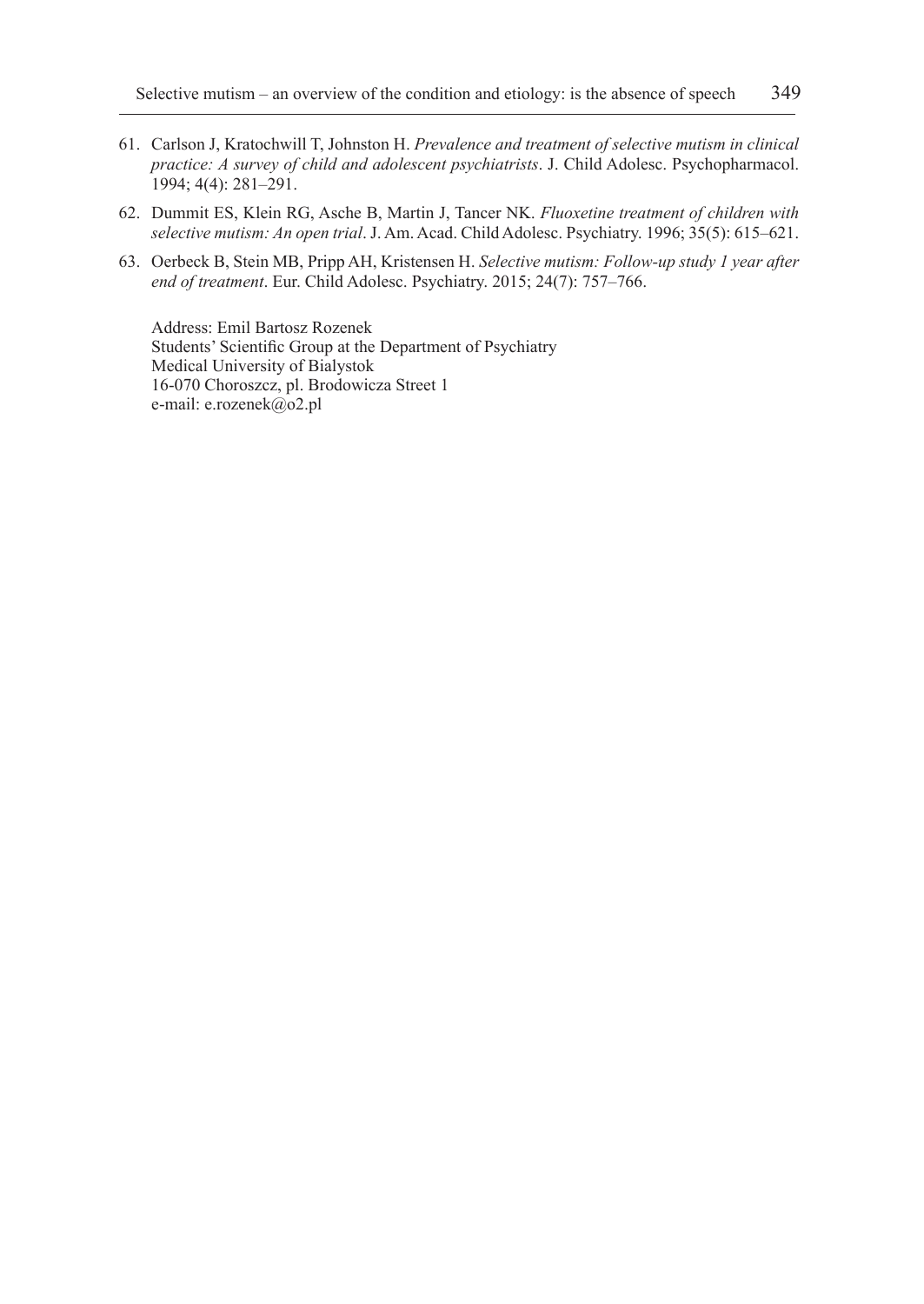61. Carlson J, Kratochwill T, Johnston H. *Prevalence and treatment of selective mutism in clinical practice: A survey of child and adolescent psychiatrists*. J. Child Adolesc. Psychopharmacol. 1994; 4(4): 281–291.
62. Dummit ES, Klein RG, Asche B, Martin J, Tancer NK. *Fluoxetine treatment of children with selective mutism: An open trial*. J. Am. Acad. Child Adolesc. Psychiatry. 1996; 35(5): 615–621.
63. Oerbeck B, Stein MB, Pripp AH, Kristensen H. *Selective mutism: Follow-up study 1 year after end of treatment*. Eur. Child Adolesc. Psychiatry. 2015; 24(7): 757–766.

Address: Emil Bartosz Rozenek
Students' Scientific Group at the Department of Psychiatry
Medical University of Bialystok
16-070 Choroszcz, pl. Brodowicza Street 1
e-mail: e.rozenek@o2.pl